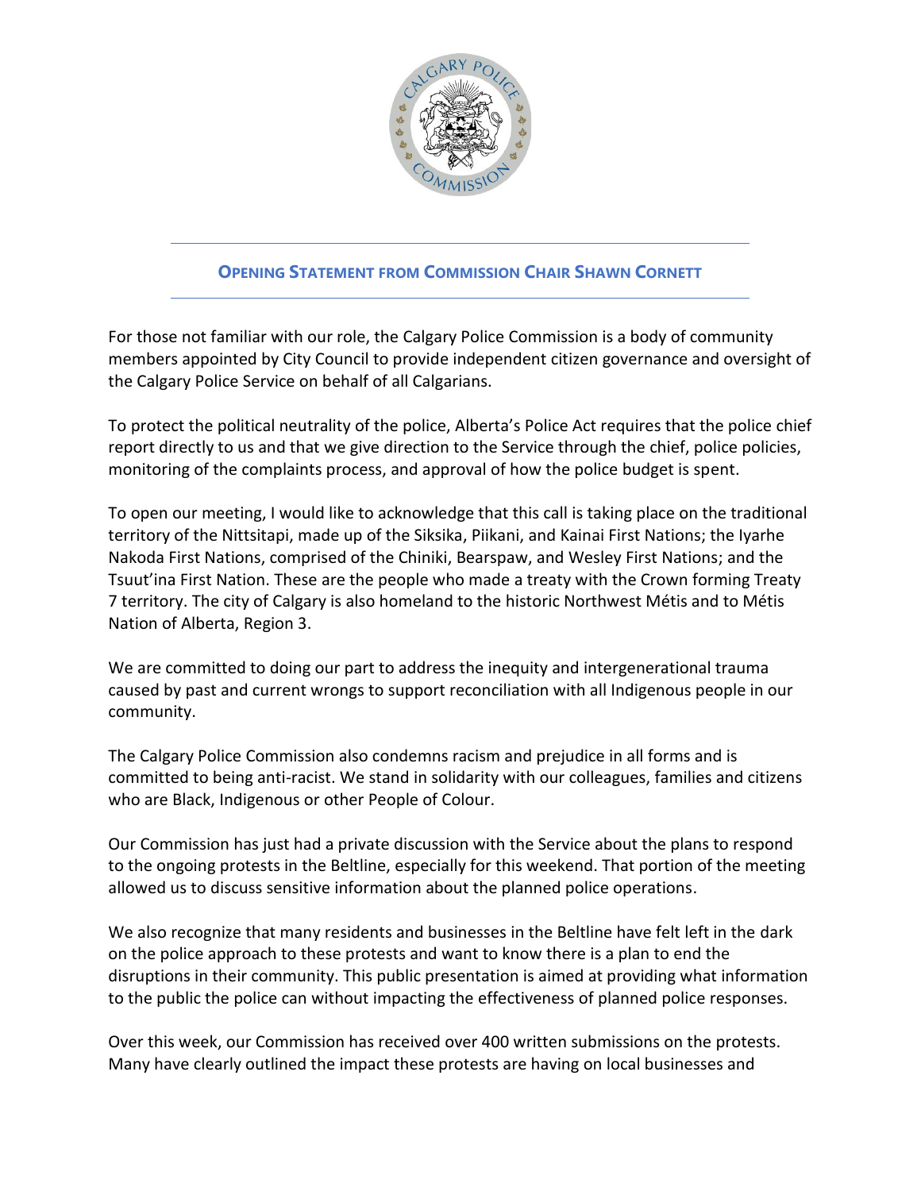## Opening Statement from Commission Chair Shawn Cornett

For those not familiar with our role, the Calgary Police Commission is a body of community members appointed by City Council to provide independent citizen governance and oversight of the Calgary Police Service on behalf of all Calgarians.

To protect the political neutrality of the police, Alberta's Police Act requires that the police chief report directly to us and that we give direction to the Service through the chief, police policies, monitoring of the complaints process, and approval of how the police budget is spent.

To open our meeting, I would like to acknowledge that this call is taking place on the traditional territory of the Nittsitapi, made up of the Siksika, Piikani, and Kainai First Nations; the Iyarhe Nakoda First Nations, comprised of the Chiniki, Bearspaw, and Wesley First Nations; and the Tsuut'ina First Nation. These are the people who made a treaty with the Crown forming Treaty 7 territory. The city of Calgary is also homeland to the historic Northwest Métis and to Métis Nation of Alberta, Region 3.

We are committed to doing our part to address the inequity and intergenerational trauma caused by past and current wrongs to support reconciliation with all Indigenous people in our community.

The Calgary Police Commission also condemns racism and prejudice in all forms and is committed to being anti-racist. We stand in solidarity with our colleagues, families and citizens who are Black, Indigenous or other People of Colour.

Our Commission has just had a private discussion with the Service about the plans to respond to the ongoing protests in the Beltline, especially for this weekend. That portion of the meeting allowed us to discuss sensitive information about the planned police operations.

We also recognize that many residents and businesses in the Beltline have felt left in the dark on the police approach to these protests and want to know there is a plan to end the disruptions in their community. This public presentation is aimed at providing what information to the public the police can without impacting the effectiveness of planned police responses.

Over this week, our Commission has received over 400 written submissions on the protests. Many have clearly outlined the impact these protests are having on local businesses and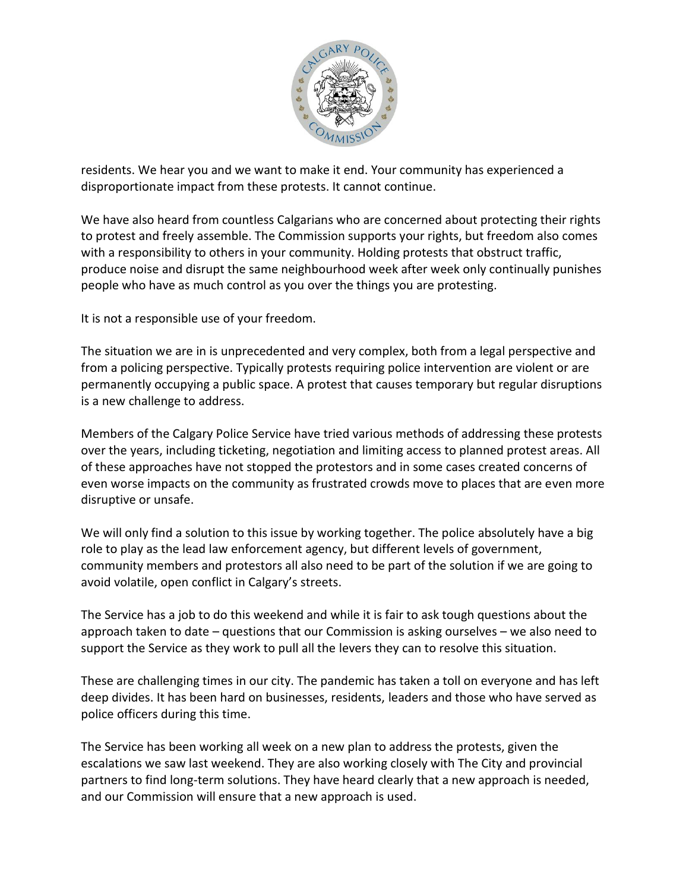residents. We hear you and we want to make it end. Your community has experienced a disproportionate impact from these protests. It cannot continue.

We have also heard from countless Calgarians who are concerned about protecting their rights to protest and freely assemble. The Commission supports your rights, but freedom also comes with a responsibility to others in your community. Holding protests that obstruct traffic, produce noise and disrupt the same neighbourhood week after week only continually punishes people who have as much control as you over the things you are protesting.

It is not a responsible use of your freedom.

The situation we are in is unprecedented and very complex, both from a legal perspective and from a policing perspective. Typically protests requiring police intervention are violent or are permanently occupying a public space. A protest that causes temporary but regular disruptions is a new challenge to address.

Members of the Calgary Police Service have tried various methods of addressing these protests over the years, including ticketing, negotiation and limiting access to planned protest areas. All of these approaches have not stopped the protestors and in some cases created concerns of even worse impacts on the community as frustrated crowds move to places that are even more disruptive or unsafe.

We will only find a solution to this issue by working together. The police absolutely have a big role to play as the lead law enforcement agency, but different levels of government, community members and protestors all also need to be part of the solution if we are going to avoid volatile, open conflict in Calgary's streets.

The Service has a job to do this weekend and while it is fair to ask tough questions about the approach taken to date – questions that our Commission is asking ourselves – we also need to support the Service as they work to pull all the levers they can to resolve this situation.

These are challenging times in our city. The pandemic has taken a toll on everyone and has left deep divides. It has been hard on businesses, residents, leaders and those who have served as police officers during this time.

The Service has been working all week on a new plan to address the protests, given the escalations we saw last weekend. They are also working closely with The City and provincial partners to find long-term solutions. They have heard clearly that a new approach is needed, and our Commission will ensure that a new approach is used.